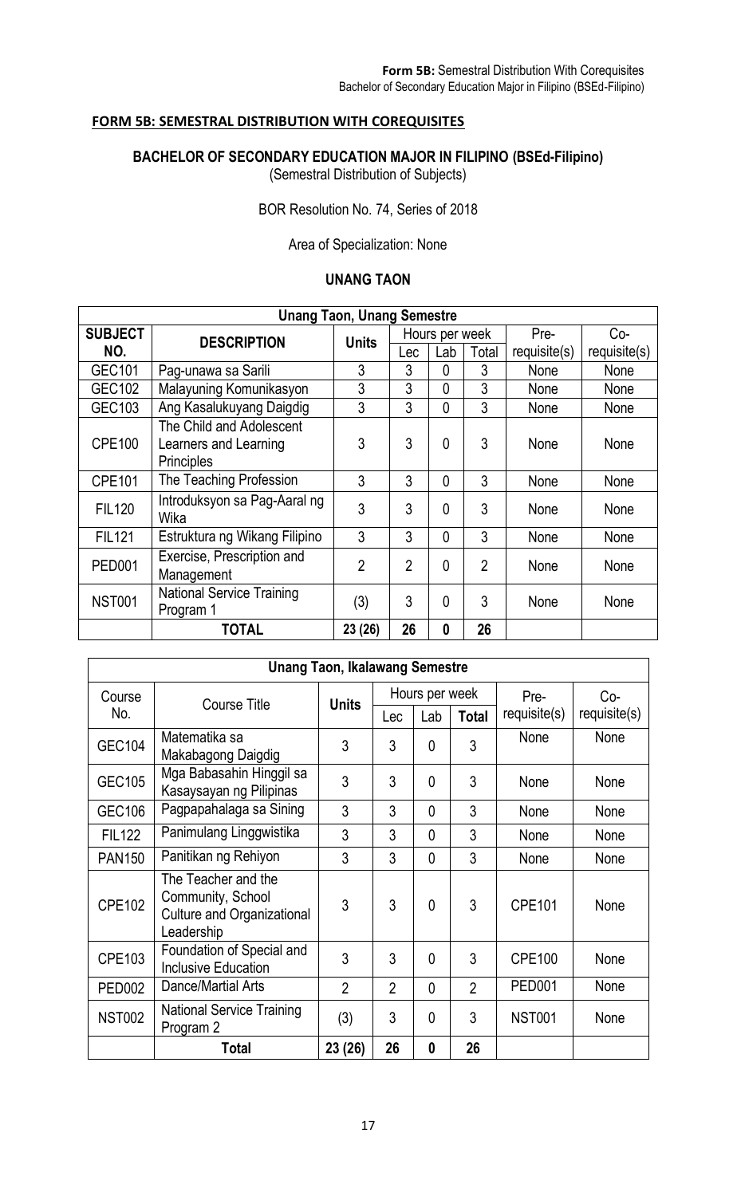## FORM 5B: SEMESTRAL DISTRIBUTION WITH COREQUISITES

### BACHELOR OF SECONDARY EDUCATION MAJOR IN FILIPINO (BSEd-Filipino)

(Semestral Distribution of Subjects)

BOR Resolution No. 74, Series of 2018

Area of Specialization: None

### UNANG TAON

| Unang Taon, Unang Semestre | | | | | | | |
|---|---|---|---|---|---|---|---|
| SUBJECT NO. | DESCRIPTION | Units | Hours per week | | | Pre-requisite(s) | Co-requisite(s) |
| | | | Lec | Lab | Total | | |
| GEC101 | Pag-unawa sa Sarili | 3 | 3 | 0 | 3 | None | None |
| GEC102 | Malayuning Komunikasyon | 3 | 3 | 0 | 3 | None | None |
| GEC103 | Ang Kasalukuyang Daigdig | 3 | 3 | 0 | 3 | None | None |
| CPE100 | The Child and Adolescent Learners and Learning Principles | 3 | 3 | 0 | 3 | None | None |
| CPE101 | The Teaching Profession | 3 | 3 | 0 | 3 | None | None |
| FIL120 | Introduksyon sa Pag-Aaral ng Wika | 3 | 3 | 0 | 3 | None | None |
| FIL121 | Estruktura ng Wikang Filipino | 3 | 3 | 0 | 3 | None | None |
| PED001 | Exercise, Prescription and Management | 2 | 2 | 0 | 2 | None | None |
| NST001 | National Service Training Program 1 | (3) | 3 | 0 | 3 | None | None |
| | **TOTAL** | **23 (26)** | **26** | **0** | **26** | | |

| Unang Taon, Ikalawang Semestre | | | | | | | |
|---|---|---|---|---|---|---|---|
| Course No. | Course Title | Units | Hours per week | | | Pre-requisite(s) | Co-requisite(s) |
| | | | Lec | Lab | Total | | |
| GEC104 | Matematika sa Makabagong Daigdig | 3 | 3 | 0 | 3 | None | None |
| GEC105 | Mga Babasahin Hinggil sa Kasaysayan ng Pilipinas | 3 | 3 | 0 | 3 | None | None |
| GEC106 | Pagpapahalaga sa Sining | 3 | 3 | 0 | 3 | None | None |
| FIL122 | Panimulang Linggwistika | 3 | 3 | 0 | 3 | None | None |
| PAN150 | Panitikan ng Rehiyon | 3 | 3 | 0 | 3 | None | None |
| CPE102 | The Teacher and the Community, School Culture and Organizational Leadership | 3 | 3 | 0 | 3 | CPE101 | None |
| CPE103 | Foundation of Special and Inclusive Education | 3 | 3 | 0 | 3 | CPE100 | None |
| PED002 | Dance/Martial Arts | 2 | 2 | 0 | 2 | PED001 | None |
| NST002 | National Service Training Program 2 | (3) | 3 | 0 | 3 | NST001 | None |
| | **Total** | **23 (26)** | **26** | **0** | **26** | | |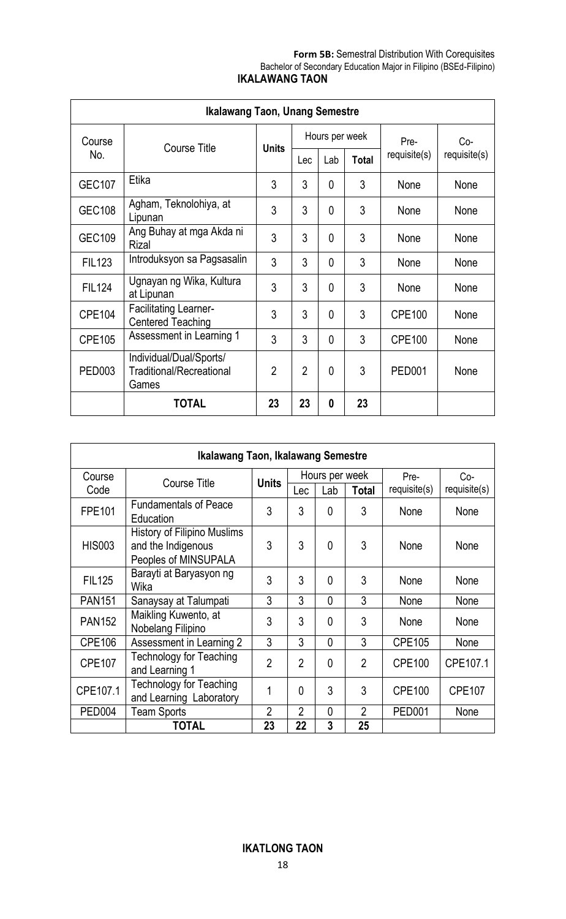**Form 5B:** Semestral Distribution With Corequisites
Bachelor of Secondary Education Major in Filipino (BSEd-Filipino)

## IKALAWANG TAON

| Ikalawang Taon, Unang Semestre | | | | | | | |
|---|---|---|---|---|---|---|---|
| Course No. | Course Title | Units | Hours per week | | | Pre-requisite(s) | Co-requisite(s) |
| | | | Lec | Lab | Total | | |
| GEC107 | Etika | 3 | 3 | 0 | 3 | None | None |
| GEC108 | Agham, Teknolohiya, at Lipunan | 3 | 3 | 0 | 3 | None | None |
| GEC109 | Ang Buhay at mga Akda ni Rizal | 3 | 3 | 0 | 3 | None | None |
| FIL123 | Introduksyon sa Pagsasalin | 3 | 3 | 0 | 3 | None | None |
| FIL124 | Ugnayan ng Wika, Kultura at Lipunan | 3 | 3 | 0 | 3 | None | None |
| CPE104 | Facilitating Learner-Centered Teaching | 3 | 3 | 0 | 3 | CPE100 | None |
| CPE105 | Assessment in Learning 1 | 3 | 3 | 0 | 3 | CPE100 | None |
| PED003 | Individual/Dual/Sports/ Traditional/Recreational Games | 2 | 2 | 0 | 3 | PED001 | None |
| | **TOTAL** | **23** | **23** | **0** | **23** | | |

| Ikalawang Taon, Ikalawang Semestre | | | | | | | |
|---|---|---|---|---|---|---|---|
| Course Code | Course Title | Units | Hours per week | | | Pre-requisite(s) | Co-requisite(s) |
| | | | Lec | Lab | Total | | |
| FPE101 | Fundamentals of Peace Education | 3 | 3 | 0 | 3 | None | None |
| HIS003 | History of Filipino Muslims and the Indigenous Peoples of MINSUPALA | 3 | 3 | 0 | 3 | None | None |
| FIL125 | Barayti at Baryasyon ng Wika | 3 | 3 | 0 | 3 | None | None |
| PAN151 | Sanaysay at Talumpati | 3 | 3 | 0 | 3 | None | None |
| PAN152 | Maikling Kuwento, at Nobelang Filipino | 3 | 3 | 0 | 3 | None | None |
| CPE106 | Assessment in Learning 2 | 3 | 3 | 0 | 3 | CPE105 | None |
| CPE107 | Technology for Teaching and Learning 1 | 2 | 2 | 0 | 2 | CPE100 | CPE107.1 |
| CPE107.1 | Technology for Teaching and Learning Laboratory | 1 | 0 | 3 | 3 | CPE100 | CPE107 |
| PED004 | Team Sports | 2 | 2 | 0 | 2 | PED001 | None |
| | **TOTAL** | **23** | **22** | **3** | **25** | | |

## IKATLONG TAON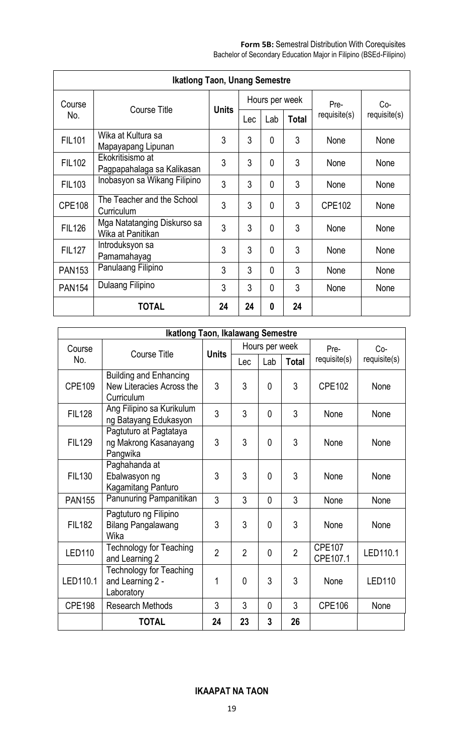**Form 5B:** Semestral Distribution With Corequisites
Bachelor of Secondary Education Major in Filipino (BSEd-Filipino)

| Ikatlong Taon, Unang Semestre | | | | | | | |
|---|---|---|---|---|---|---|---|
| Course No. | Course Title | Units | Hours per week | | | Pre-requisite(s) | Co-requisite(s) |
| | | | Lec | Lab | Total | | |
| FIL101 | Wika at Kultura sa Mapayapang Lipunan | 3 | 3 | 0 | 3 | None | None |
| FIL102 | Ekokritisismo at Pagpapahalaga sa Kalikasan | 3 | 3 | 0 | 3 | None | None |
| FIL103 | Inobasyon sa Wikang Filipino | 3 | 3 | 0 | 3 | None | None |
| CPE108 | The Teacher and the School Curriculum | 3 | 3 | 0 | 3 | CPE102 | None |
| FIL126 | Mga Natatanging Diskurso sa Wika at Panitikan | 3 | 3 | 0 | 3 | None | None |
| FIL127 | Introduksyon sa Pamamahayag | 3 | 3 | 0 | 3 | None | None |
| PAN153 | Panulaang Filipino | 3 | 3 | 0 | 3 | None | None |
| PAN154 | Dulaang Filipino | 3 | 3 | 0 | 3 | None | None |
| | **TOTAL** | **24** | **24** | **0** | **24** | | |

| Ikatlong Taon, Ikalawang Semestre | | | | | | | |
|---|---|---|---|---|---|---|---|
| Course No. | Course Title | Units | Hours per week | | | Pre-requisite(s) | Co-requisite(s) |
| | | | Lec | Lab | Total | | |
| CPE109 | Building and Enhancing New Literacies Across the Curriculum | 3 | 3 | 0 | 3 | CPE102 | None |
| FIL128 | Ang Filipino sa Kurikulum ng Batayang Edukasyon | 3 | 3 | 0 | 3 | None | None |
| FIL129 | Pagtuturo at Pagtataya ng Makrong Kasanayang Pangwika | 3 | 3 | 0 | 3 | None | None |
| FIL130 | Paghahanda at Ebalwasyon ng Kagamitang Panturo | 3 | 3 | 0 | 3 | None | None |
| PAN155 | Panunuring Pampanitikan | 3 | 3 | 0 | 3 | None | None |
| FIL182 | Pagtuturo ng Filipino Bilang Pangalawang Wika | 3 | 3 | 0 | 3 | None | None |
| LED110 | Technology for Teaching and Learning 2 | 2 | 2 | 0 | 2 | CPE107 CPE107.1 | LED110.1 |
| LED110.1 | Technology for Teaching and Learning 2 - Laboratory | 1 | 0 | 3 | 3 | None | LED110 |
| CPE198 | Research Methods | 3 | 3 | 0 | 3 | CPE106 | None |
| | **TOTAL** | **24** | **23** | **3** | **26** | | |

**IKAAPAT NA TAON**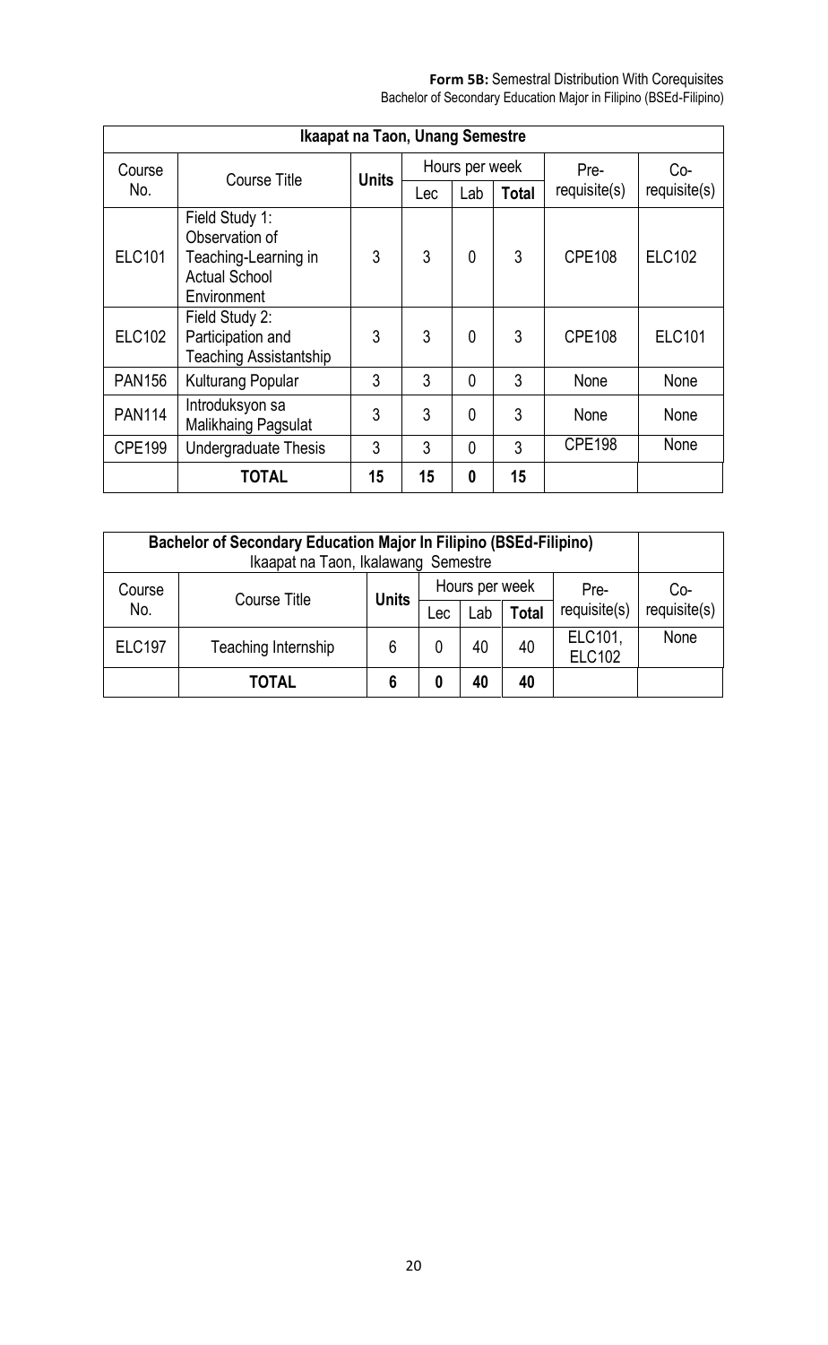**Form 5B:** Semestral Distribution With Corequisites
Bachelor of Secondary Education Major in Filipino (BSEd-Filipino)

| Ikaapat na Taon, Unang Semestre | | | | | | | |
|---|---|---|---|---|---|---|---|
| Course No. | Course Title | Units | Hours per week | | | Pre-requisite(s) | Co-requisite(s) |
| | | | Lec | Lab | Total | | |
| ELC101 | Field Study 1: Observation of Teaching-Learning in Actual School Environment | 3 | 3 | 0 | 3 | CPE108 | ELC102 |
| ELC102 | Field Study 2: Participation and Teaching Assistantship | 3 | 3 | 0 | 3 | CPE108 | ELC101 |
| PAN156 | Kulturang Popular | 3 | 3 | 0 | 3 | None | None |
| PAN114 | Introduksyon sa Malikhaing Pagsulat | 3 | 3 | 0 | 3 | None | None |
| CPE199 | Undergraduate Thesis | 3 | 3 | 0 | 3 | CPE198 | None |
| | **TOTAL** | **15** | **15** | **0** | **15** | | |

| Bachelor of Secondary Education Major In Filipino (BSEd-Filipino) Ikaapat na Taon, Ikalawang Semestre | | | | | | | |
|---|---|---|---|---|---|---|---|
| Course No. | Course Title | Units | Hours per week | | | Pre-requisite(s) | Co-requisite(s) |
| | | | Lec | Lab | Total | | |
| ELC197 | Teaching Internship | 6 | 0 | 40 | 40 | ELC101, ELC102 | None |
| | **TOTAL** | **6** | **0** | **40** | **40** | | |